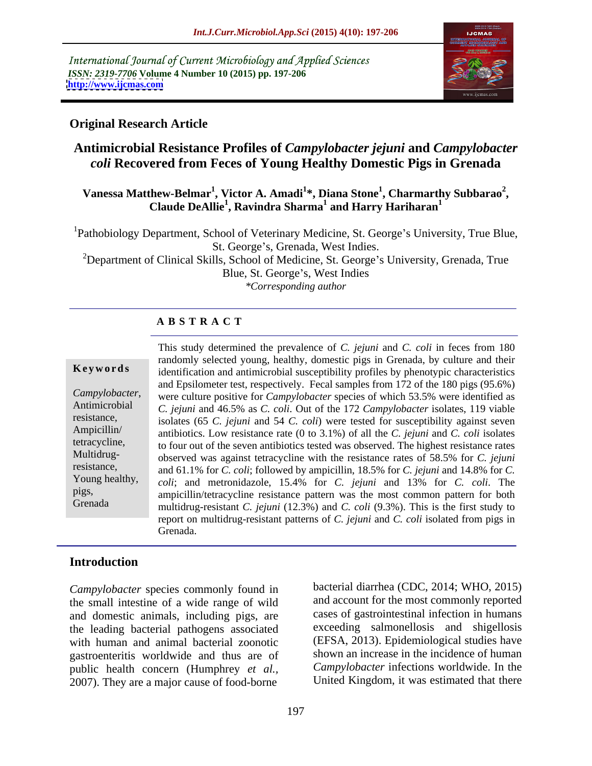International Journal of Current Microbiology and Applied Sciences
*ISSN: 2319-7706* **Volume 4 Number 10 (2015) pp. 197-206**
**http://www.ijcmas.com**

**Original Research Article**

# Antimicrobial Resistance Profiles of *Campylobacter jejuni* and *Campylobacter coli* Recovered from Feces of Young Healthy Domestic Pigs in Grenada

**Vanessa Matthew-Belmar[1], Victor A. Amadi[1]\*, Diana Stone[1], Charmarthy Subbarao[2], Claude DeAllie[1], Ravindra Sharma[1] and Harry Hariharan[1]**

[1]Pathobiology Department, School of Veterinary Medicine, St. George's University, True Blue, St. George's, Grenada, West Indies.

[2]Department of Clinical Skills, School of Medicine, St. George's University, Grenada, True Blue, St. George's, West Indies

*\*Corresponding author*

## ABSTRACT

**Keywords**

*Campylobacter*, Antimicrobial resistance, Ampicillin/ tetracycline, Multidrug-resistance, Young healthy, pigs, Grenada

This study determined the prevalence of *C. jejuni* and *C. coli* in feces from 180 randomly selected young, healthy, domestic pigs in Grenada, by culture and their identification and antimicrobial susceptibility profiles by phenotypic characteristics and Epsilometer test, respectively. Fecal samples from 172 of the 180 pigs (95.6%) were culture positive for *Campylobacter* species of which 53.5% were identified as *C. jejuni* and 46.5% as *C. coli*. Out of the 172 *Campylobacter* isolates, 119 viable isolates (65 *C. jejuni* and 54 *C. coli*) were tested for susceptibility against seven antibiotics. Low resistance rate (0 to 3.1%) of all the *C. jejuni* and *C. coli* isolates to four out of the seven antibiotics tested was observed. The highest resistance rates observed was against tetracycline with the resistance rates of 58.5% for *C. jejuni* and 61.1% for *C. coli*; followed by ampicillin, 18.5% for *C. jejuni* and 14.8% for *C. coli*; and metronidazole, 15.4% for *C. jejuni* and 13% for *C. coli*. The ampicillin/tetracycline resistance pattern was the most common pattern for both multidrug-resistant *C. jejuni* (12.3%) and *C. coli* (9.3%). This is the first study to report on multidrug-resistant patterns of *C. jejuni* and *C. coli* isolated from pigs in Grenada.

## Introduction

*Campylobacter* species commonly found in the small intestine of a wide range of wild and domestic animals, including pigs, are the leading bacterial pathogens associated with human and animal bacterial zoonotic gastroenteritis worldwide and thus are of public health concern (Humphrey *et al.*, 2007). They are a major cause of food-borne bacterial diarrhea (CDC, 2014; WHO, 2015) and account for the most commonly reported cases of gastrointestinal infection in humans exceeding salmonellosis and shigellosis (EFSA, 2013). Epidemiological studies have shown an increase in the incidence of human *Campylobacter* infections worldwide. In the United Kingdom, it was estimated that there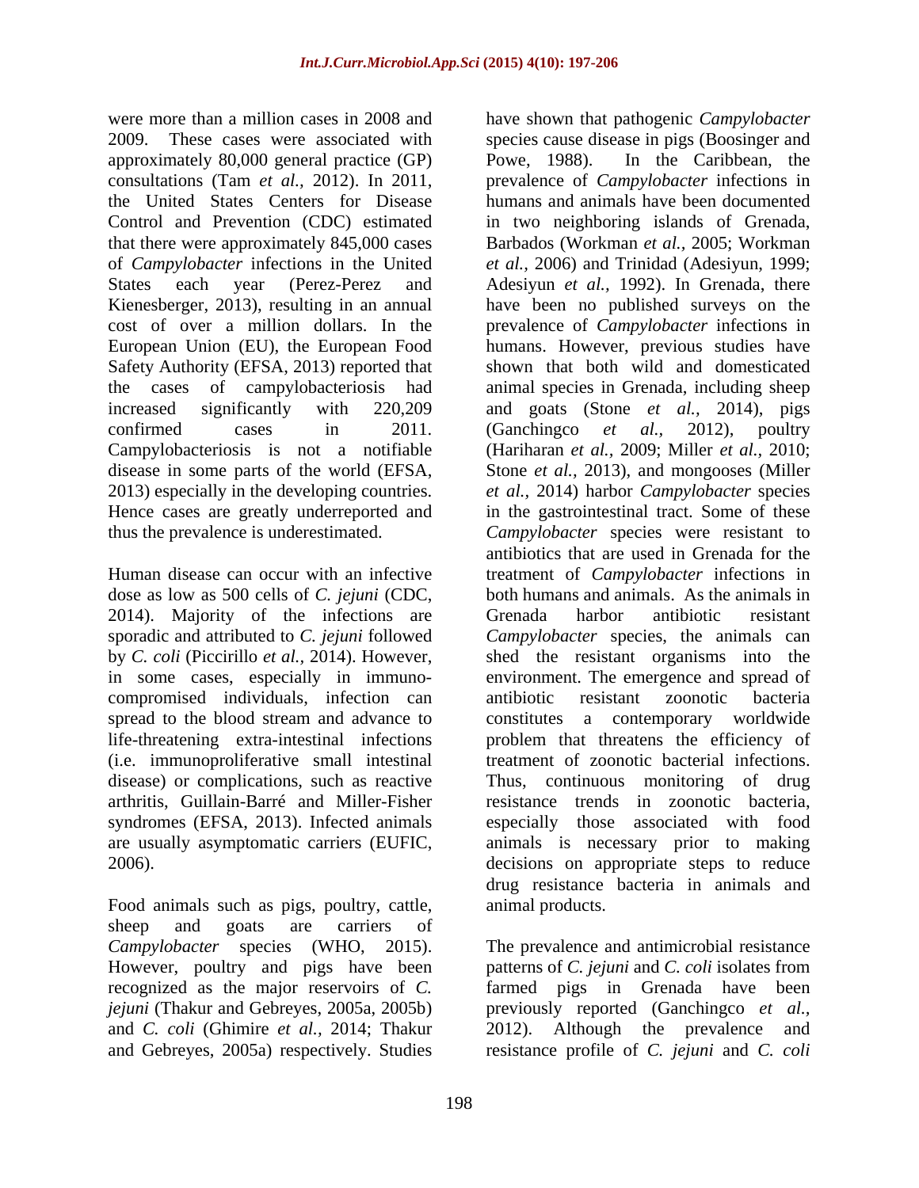were more than a million cases in 2008 and 2009. These cases were associated with approximately 80,000 general practice (GP) consultations (Tam *et al.*, 2012). In 2011, the United States Centers for Disease Control and Prevention (CDC) estimated that there were approximately 845,000 cases of *Campylobacter* infections in the United States each year (Perez-Perez and Kienesberger, 2013), resulting in an annual cost of over a million dollars. In the European Union (EU), the European Food Safety Authority (EFSA, 2013) reported that the cases of campylobacteriosis had increased significantly with 220,209 confirmed cases in 2011. Campylobacteriosis is not a notifiable disease in some parts of the world (EFSA, 2013) especially in the developing countries. Hence cases are greatly underreported and thus the prevalence is underestimated.

Human disease can occur with an infective dose as low as 500 cells of *C. jejuni* (CDC, 2014). Majority of the infections are sporadic and attributed to *C. jejuni* followed by *C. coli* (Piccirillo *et al.,* 2014). However, in some cases, especially in immuno-compromised individuals, infection can spread to the blood stream and advance to life-threatening extra-intestinal infections (i.e. immunoproliferative small intestinal disease) or complications, such as reactive arthritis, Guillain-Barré and Miller-Fisher syndromes (EFSA, 2013). Infected animals are usually asymptomatic carriers (EUFIC, 2006).

Food animals such as pigs, poultry, cattle, sheep and goats are carriers of *Campylobacter* species (WHO, 2015). However, poultry and pigs have been recognized as the major reservoirs of *C. jejuni* (Thakur and Gebreyes, 2005a, 2005b) and *C. coli* (Ghimire *et al.*, 2014; Thakur and Gebreyes, 2005a) respectively. Studies have shown that pathogenic *Campylobacter* species cause disease in pigs (Boosinger and Powe, 1988). In the Caribbean, the prevalence of *Campylobacter* infections in humans and animals have been documented in two neighboring islands of Grenada, Barbados (Workman *et al.*, 2005; Workman *et al.*, 2006) and Trinidad (Adesiyun, 1999; Adesiyun *et al.,* 1992). In Grenada, there have been no published surveys on the prevalence of *Campylobacter* infections in humans. However, previous studies have shown that both wild and domesticated animal species in Grenada, including sheep and goats (Stone *et al.*, 2014), pigs (Ganchingco *et al.*, 2012), poultry (Hariharan *et al.*, 2009; Miller *et al.*, 2010; Stone *et al.*, 2013), and mongooses (Miller *et al.*, 2014) harbor *Campylobacter* species in the gastrointestinal tract. Some of these *Campylobacter* species were resistant to antibiotics that are used in Grenada for the treatment of *Campylobacter* infections in both humans and animals. As the animals in Grenada harbor antibiotic resistant *Campylobacter* species, the animals can shed the resistant organisms into the environment. The emergence and spread of antibiotic resistant zoonotic bacteria constitutes a contemporary worldwide problem that threatens the efficiency of treatment of zoonotic bacterial infections. Thus, continuous monitoring of drug resistance trends in zoonotic bacteria, especially those associated with food animals is necessary prior to making decisions on appropriate steps to reduce drug resistance bacteria in animals and animal products.

The prevalence and antimicrobial resistance patterns of *C. jejuni* and *C. coli* isolates from farmed pigs in Grenada have been previously reported (Ganchingco *et al.*, 2012). Although the prevalence and resistance profile of *C. jejuni* and *C. coli*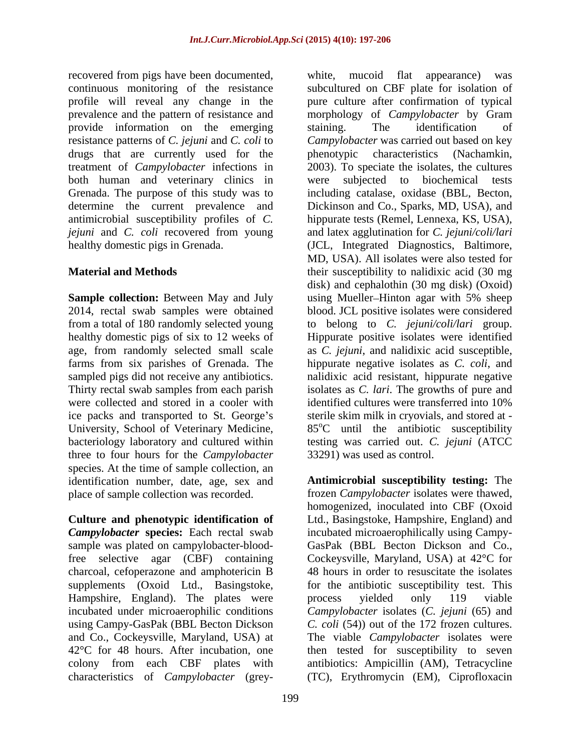recovered from pigs have been documented, continuous monitoring of the resistance profile will reveal any change in the prevalence and the pattern of resistance and provide information on the emerging resistance patterns of *C. jejuni* and *C. coli* to drugs that are currently used for the treatment of *Campylobacter* infections in both human and veterinary clinics in Grenada. The purpose of this study was to determine the current prevalence and antimicrobial susceptibility profiles of *C. jejuni* and *C. coli* recovered from young healthy domestic pigs in Grenada.

## Material and Methods

**Sample collection:** Between May and July 2014, rectal swab samples were obtained from a total of 180 randomly selected young healthy domestic pigs of six to 12 weeks of age, from randomly selected small scale farms from six parishes of Grenada. The sampled pigs did not receive any antibiotics. Thirty rectal swab samples from each parish were collected and stored in a cooler with ice packs and transported to St. George's University, School of Veterinary Medicine, bacteriology laboratory and cultured within three to four hours for the *Campylobacter* species. At the time of sample collection, an identification number, date, age, sex and place of sample collection was recorded.

**Culture and phenotypic identification of *Campylobacter* species:** Each rectal swab sample was plated on campylobacter-blood-free selective agar (CBF) containing charcoal, cefoperazone and amphotericin B supplements (Oxoid Ltd., Basingstoke, Hampshire, England). The plates were incubated under microaerophilic conditions using Campy-GasPak (BBL Becton Dickson and Co., Cockeysville, Maryland, USA) at 42°C for 48 hours. After incubation, one colony from each CBF plates with characteristics of *Campylobacter* (grey-white, mucoid flat appearance) was subcultured on CBF plate for isolation of pure culture after confirmation of typical morphology of *Campylobacter* by Gram staining. The identification of *Campylobacter* was carried out based on key phenotypic characteristics (Nachamkin, 2003). To speciate the isolates, the cultures were subjected to biochemical tests including catalase, oxidase (BBL, Becton, Dickinson and Co., Sparks, MD, USA), and hippurate tests (Remel, Lennexa, KS, USA), and latex agglutination for *C. jejuni/coli/lari* (JCL, Integrated Diagnostics, Baltimore, MD, USA). All isolates were also tested for their susceptibility to nalidixic acid (30 mg disk) and cephalothin (30 mg disk) (Oxoid) using Mueller–Hinton agar with 5% sheep blood. JCL positive isolates were considered to belong to *C. jejuni/coli/lari* group. Hippurate positive isolates were identified as *C. jejuni*, and nalidixic acid susceptible, hippurate negative isolates as *C. coli*, and nalidixic acid resistant, hippurate negative isolates as *C. lari*. The growths of pure and identified cultures were transferred into 10% sterile skim milk in cryovials, and stored at -85°C until the antibiotic susceptibility testing was carried out. *C. jejuni* (ATCC 33291) was used as control.

**Antimicrobial susceptibility testing:** The frozen *Campylobacter* isolates were thawed, homogenized, inoculated into CBF (Oxoid Ltd., Basingstoke, Hampshire, England) and incubated microaerophilically using Campy-GasPak (BBL Becton Dickson and Co., Cockeysville, Maryland, USA) at 42°C for 48 hours in order to resuscitate the isolates for the antibiotic susceptibility test. This process yielded only 119 viable *Campylobacter* isolates (*C. jejuni* (65) and *C. coli* (54)) out of the 172 frozen cultures. The viable *Campylobacter* isolates were then tested for susceptibility to seven antibiotics: Ampicillin (AM), Tetracycline (TC), Erythromycin (EM), Ciprofloxacin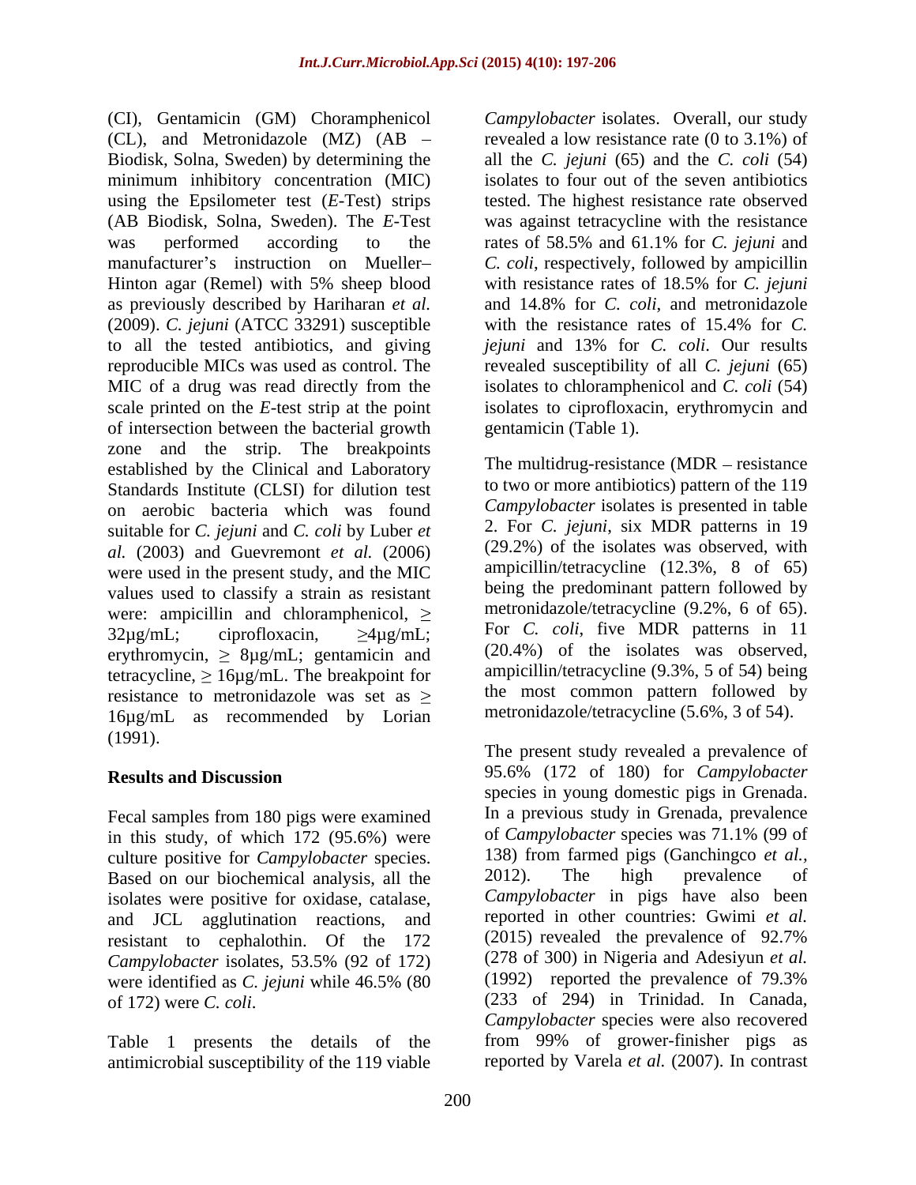(CI), Gentamicin (GM) Choramphenicol (CL), and Metronidazole (MZ) (AB – Biodisk, Solna, Sweden) by determining the minimum inhibitory concentration (MIC) using the Epsilometer test (*E*-Test) strips (AB Biodisk, Solna, Sweden). The *E*-Test was performed according to the manufacturer's instruction on Mueller–Hinton agar (Remel) with 5% sheep blood as previously described by Hariharan *et al.* (2009). *C. jejuni* (ATCC 33291) susceptible to all the tested antibiotics, and giving reproducible MICs was used as control. The MIC of a drug was read directly from the scale printed on the *E*-test strip at the point of intersection between the bacterial growth zone and the strip. The breakpoints established by the Clinical and Laboratory Standards Institute (CLSI) for dilution test on aerobic bacteria which was found suitable for *C. jejuni* and *C. coli* by Luber *et al.* (2003) and Guevremont *et al.* (2006) were used in the present study, and the MIC values used to classify a strain as resistant were: ampicillin and chloramphenicol, ≥ 32μg/mL; ciprofloxacin, ≥4μg/mL; erythromycin, ≥ 8μg/mL; gentamicin and tetracycline, ≥ 16μg/mL. The breakpoint for resistance to metronidazole was set as ≥ 16μg/mL as recommended by Lorian (1991).

## Results and Discussion

Fecal samples from 180 pigs were examined in this study, of which 172 (95.6%) were culture positive for *Campylobacter* species. Based on our biochemical analysis, all the isolates were positive for oxidase, catalase, and JCL agglutination reactions, and resistant to cephalothin. Of the 172 *Campylobacter* isolates, 53.5% (92 of 172) were identified as *C. jejuni* while 46.5% (80 of 172) were *C. coli*.

Table 1 presents the details of the antimicrobial susceptibility of the 119 viable *Campylobacter* isolates. Overall, our study revealed a low resistance rate (0 to 3.1%) of all the *C. jejuni* (65) and the *C. coli* (54) isolates to four out of the seven antibiotics tested. The highest resistance rate observed was against tetracycline with the resistance rates of 58.5% and 61.1% for *C. jejuni* and *C. coli*, respectively, followed by ampicillin with resistance rates of 18.5% for *C. jejuni* and 14.8% for *C. coli*, and metronidazole with the resistance rates of 15.4% for *C. jejuni* and 13% for *C. coli*. Our results revealed susceptibility of all *C. jejuni* (65) isolates to chloramphenicol and *C. coli* (54) isolates to ciprofloxacin, erythromycin and gentamicin (Table 1).

The multidrug-resistance (MDR – resistance to two or more antibiotics) pattern of the 119 *Campylobacter* isolates is presented in table 2. For *C. jejuni*, six MDR patterns in 19 (29.2%) of the isolates was observed, with ampicillin/tetracycline (12.3%, 8 of 65) being the predominant pattern followed by metronidazole/tetracycline (9.2%, 6 of 65). For *C. coli*, five MDR patterns in 11 (20.4%) of the isolates was observed, ampicillin/tetracycline (9.3%, 5 of 54) being the most common pattern followed by metronidazole/tetracycline (5.6%, 3 of 54).

The present study revealed a prevalence of 95.6% (172 of 180) for *Campylobacter* species in young domestic pigs in Grenada. In a previous study in Grenada, prevalence of *Campylobacter* species was 71.1% (99 of 138) from farmed pigs (Ganchingco *et al.*, 2012). The high prevalence of *Campylobacter* in pigs have also been reported in other countries: Gwimi *et al.* (2015) revealed the prevalence of 92.7% (278 of 300) in Nigeria and Adesiyun *et al.* (1992) reported the prevalence of 79.3% (233 of 294) in Trinidad. In Canada, *Campylobacter* species were also recovered from 99% of grower-finisher pigs as reported by Varela *et al.* (2007). In contrast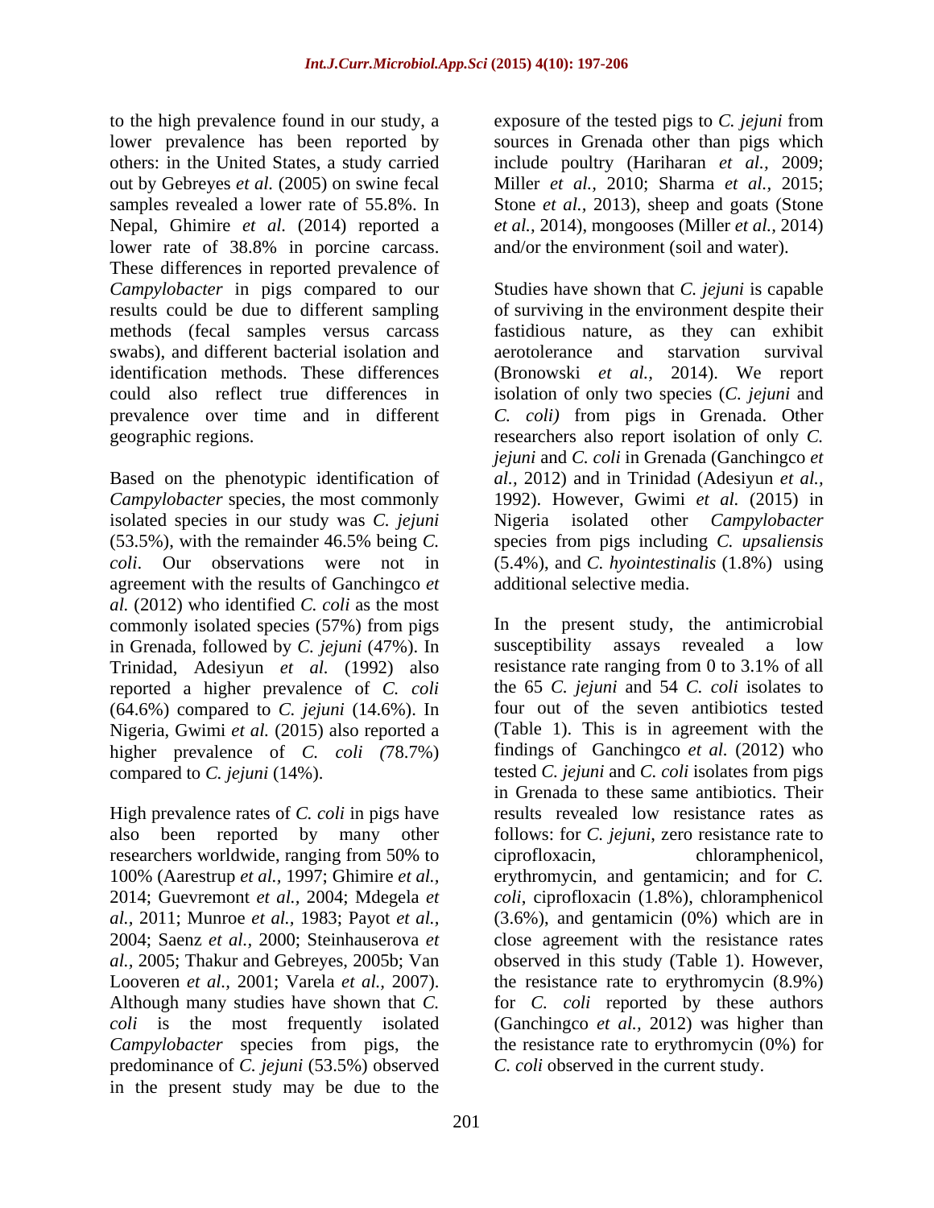to the high prevalence found in our study, a lower prevalence has been reported by others: in the United States, a study carried out by Gebreyes *et al.* (2005) on swine fecal samples revealed a lower rate of 55.8%. In Nepal, Ghimire *et al.* (2014) reported a lower rate of 38.8% in porcine carcass. These differences in reported prevalence of *Campylobacter* in pigs compared to our results could be due to different sampling methods (fecal samples versus carcass swabs), and different bacterial isolation and identification methods. These differences could also reflect true differences in prevalence over time and in different geographic regions.

Based on the phenotypic identification of *Campylobacter* species, the most commonly isolated species in our study was *C. jejuni* (53.5%), with the remainder 46.5% being *C. coli*. Our observations were not in agreement with the results of Ganchingco *et al.* (2012) who identified *C. coli* as the most commonly isolated species (57%) from pigs in Grenada, followed by *C. jejuni* (47%). In Trinidad, Adesiyun *et al.* (1992) also reported a higher prevalence of *C. coli* (64.6%) compared to *C. jejuni* (14.6%). In Nigeria, Gwimi *et al.* (2015) also reported a higher prevalence of *C. coli (*78.7%) compared to *C. jejuni* (14%).

High prevalence rates of *C. coli* in pigs have also been reported by many other researchers worldwide, ranging from 50% to 100% (Aarestrup *et al.*, 1997; Ghimire *et al.*, 2014; Guevremont *et al.*, 2004; Mdegela *et al.*, 2011; Munroe *et al.*, 1983; Payot *et al.*, 2004; Saenz *et al.*, 2000; Steinhauserova *et al.*, 2005; Thakur and Gebreyes, 2005b; Van Looveren *et al.,* 2001; Varela *et al.,* 2007). Although many studies have shown that *C. coli* is the most frequently isolated *Campylobacter* species from pigs, the predominance of *C. jejuni* (53.5%) observed in the present study may be due to the exposure of the tested pigs to *C. jejuni* from sources in Grenada other than pigs which include poultry (Hariharan *et al.,* 2009; Miller *et al.*, 2010; Sharma *et al.*, 2015; Stone *et al.,* 2013), sheep and goats (Stone *et al.*, 2014), mongooses (Miller *et al.,* 2014) and/or the environment (soil and water).

Studies have shown that *C. jejuni* is capable of surviving in the environment despite their fastidious nature, as they can exhibit aerotolerance and starvation survival (Bronowski *et al.*, 2014). We report isolation of only two species (*C. jejuni* and *C. coli)* from pigs in Grenada. Other researchers also report isolation of only *C. jejuni* and *C. coli* in Grenada (Ganchingco *et al.*, 2012) and in Trinidad (Adesiyun *et al.,* 1992). However, Gwimi *et al.* (2015) in Nigeria isolated other *Campylobacter* species from pigs including *C. upsaliensis* (5.4%), and *C. hyointestinalis* (1.8%) using additional selective media.

In the present study, the antimicrobial susceptibility assays revealed a low resistance rate ranging from 0 to 3.1% of all the 65 *C. jejuni* and 54 *C. coli* isolates to four out of the seven antibiotics tested (Table 1). This is in agreement with the findings of Ganchingco *et al.* (2012) who tested *C. jejuni* and *C. coli* isolates from pigs in Grenada to these same antibiotics. Their results revealed low resistance rates as follows: for *C. jejuni*, zero resistance rate to ciprofloxacin, chloramphenicol, erythromycin, and gentamicin; and for *C. coli*, ciprofloxacin (1.8%), chloramphenicol (3.6%), and gentamicin (0%) which are in close agreement with the resistance rates observed in this study (Table 1). However, the resistance rate to erythromycin (8.9%) for *C. coli* reported by these authors (Ganchingco *et al.,* 2012) was higher than the resistance rate to erythromycin (0%) for *C. coli* observed in the current study.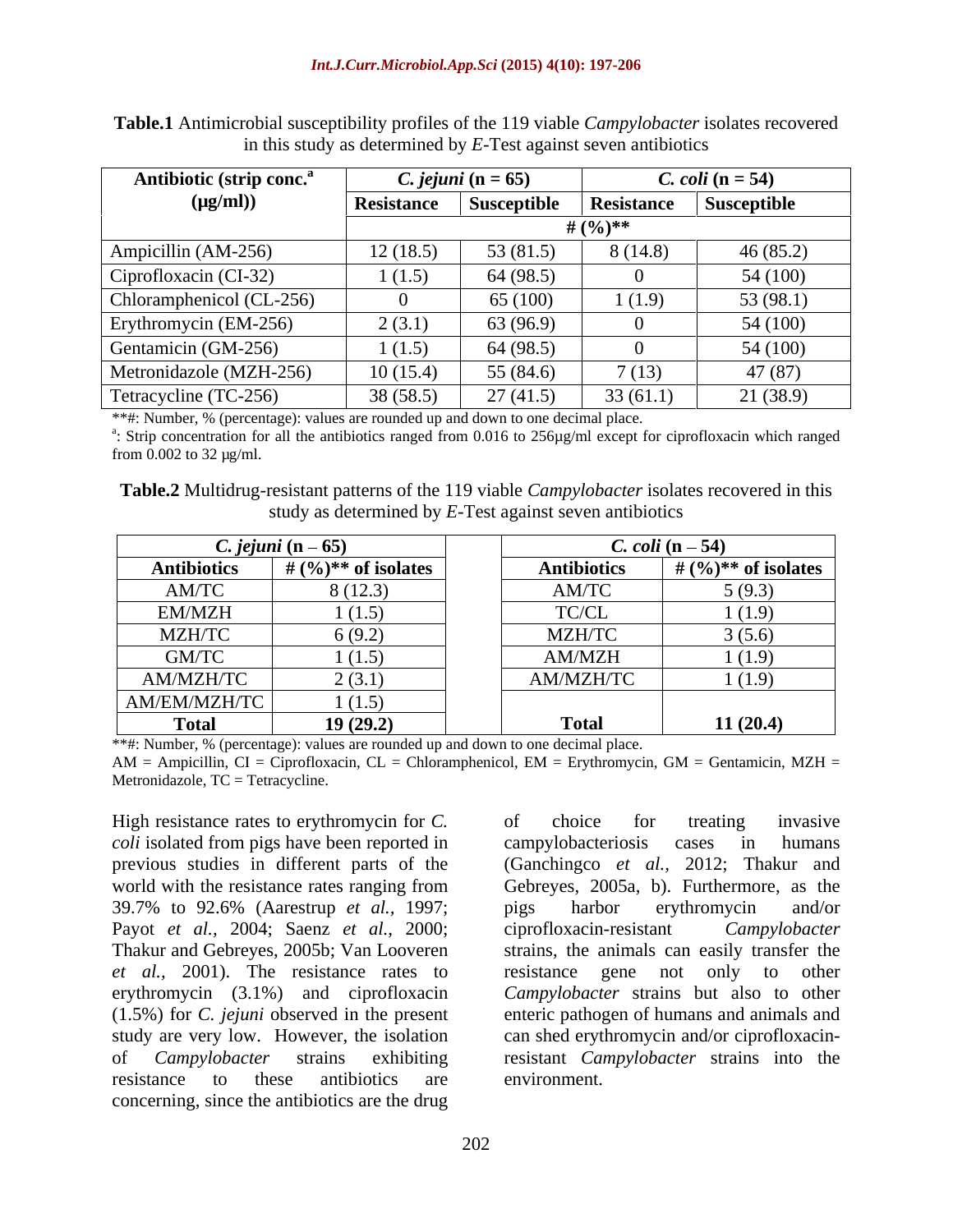**Table.1** Antimicrobial susceptibility profiles of the 119 viable *Campylobacter* isolates recovered in this study as determined by *E*-Test against seven antibiotics

| Antibiotic (strip conc.[a] (µg/ml)) | *C. jejuni* (n = 65) | | *C. coli* (n = 54) | |
|---|---|---|---|---|
| | Resistance | Susceptible | Resistance | Susceptible |
| | # (%)** | | | |
| Ampicillin (AM-256) | 12 (18.5) | 53 (81.5) | 8 (14.8) | 46 (85.2) |
| Ciprofloxacin (CI-32) | 1 (1.5) | 64 (98.5) | 0 | 54 (100) |
| Chloramphenicol (CL-256) | 0 | 65 (100) | 1 (1.9) | 53 (98.1) |
| Erythromycin (EM-256) | 2 (3.1) | 63 (96.9) | 0 | 54 (100) |
| Gentamicin (GM-256) | 1 (1.5) | 64 (98.5) | 0 | 54 (100) |
| Metronidazole (MZH-256) | 10 (15.4) | 55 (84.6) | 7 (13) | 47 (87) |
| Tetracycline (TC-256) | 38 (58.5) | 27 (41.5) | 33 (61.1) | 21 (38.9) |

**#: Number, % (percentage): values are rounded up and down to one decimal place.

[a]: Strip concentration for all the antibiotics ranged from 0.016 to 256µg/ml except for ciprofloxacin which ranged from 0.002 to 32 µg/ml.

**Table.2** Multidrug-resistant patterns of the 119 viable *Campylobacter* isolates recovered in this study as determined by *E*-Test against seven antibiotics

| *C. jejuni* (n – 65) | | *C. coli* (n – 54) | |
|---|---|---|---|
| Antibiotics | # (%)** of isolates | Antibiotics | # (%)** of isolates |
| AM/TC | 8 (12.3) | AM/TC | 5 (9.3) |
| EM/MZH | 1 (1.5) | TC/CL | 1 (1.9) |
| MZH/TC | 6 (9.2) | MZH/TC | 3 (5.6) |
| GM/TC | 1 (1.5) | AM/MZH | 1 (1.9) |
| AM/MZH/TC | 2 (3.1) | AM/MZH/TC | 1 (1.9) |
| AM/EM/MZH/TC | 1 (1.5) | | |
| **Total** | **19 (29.2)** | **Total** | **11 (20.4)** |

**#: Number, % (percentage): values are rounded up and down to one decimal place.

AM = Ampicillin, CI = Ciprofloxacin, CL = Chloramphenicol, EM = Erythromycin, GM = Gentamicin, MZH = Metronidazole, TC = Tetracycline.

High resistance rates to erythromycin for *C. coli* isolated from pigs have been reported in previous studies in different parts of the world with the resistance rates ranging from 39.7% to 92.6% (Aarestrup *et al.,* 1997; Payot *et al.,* 2004; Saenz *et al.,* 2000; Thakur and Gebreyes, 2005b; Van Looveren *et al.,* 2001). The resistance rates to erythromycin (3.1%) and ciprofloxacin (1.5%) for *C. jejuni* observed in the present study are very low. However, the isolation of *Campylobacter* strains exhibiting resistance to these antibiotics are concerning, since the antibiotics are the drug of choice for treating invasive campylobacteriosis cases in humans (Ganchingco *et al.,* 2012; Thakur and Gebreyes, 2005a, b). Furthermore, as the pigs harbor erythromycin and/or ciprofloxacin-resistant *Campylobacter* strains, the animals can easily transfer the resistance gene not only to other *Campylobacter* strains but also to other enteric pathogen of humans and animals and can shed erythromycin and/or ciprofloxacin-resistant *Campylobacter* strains into the environment.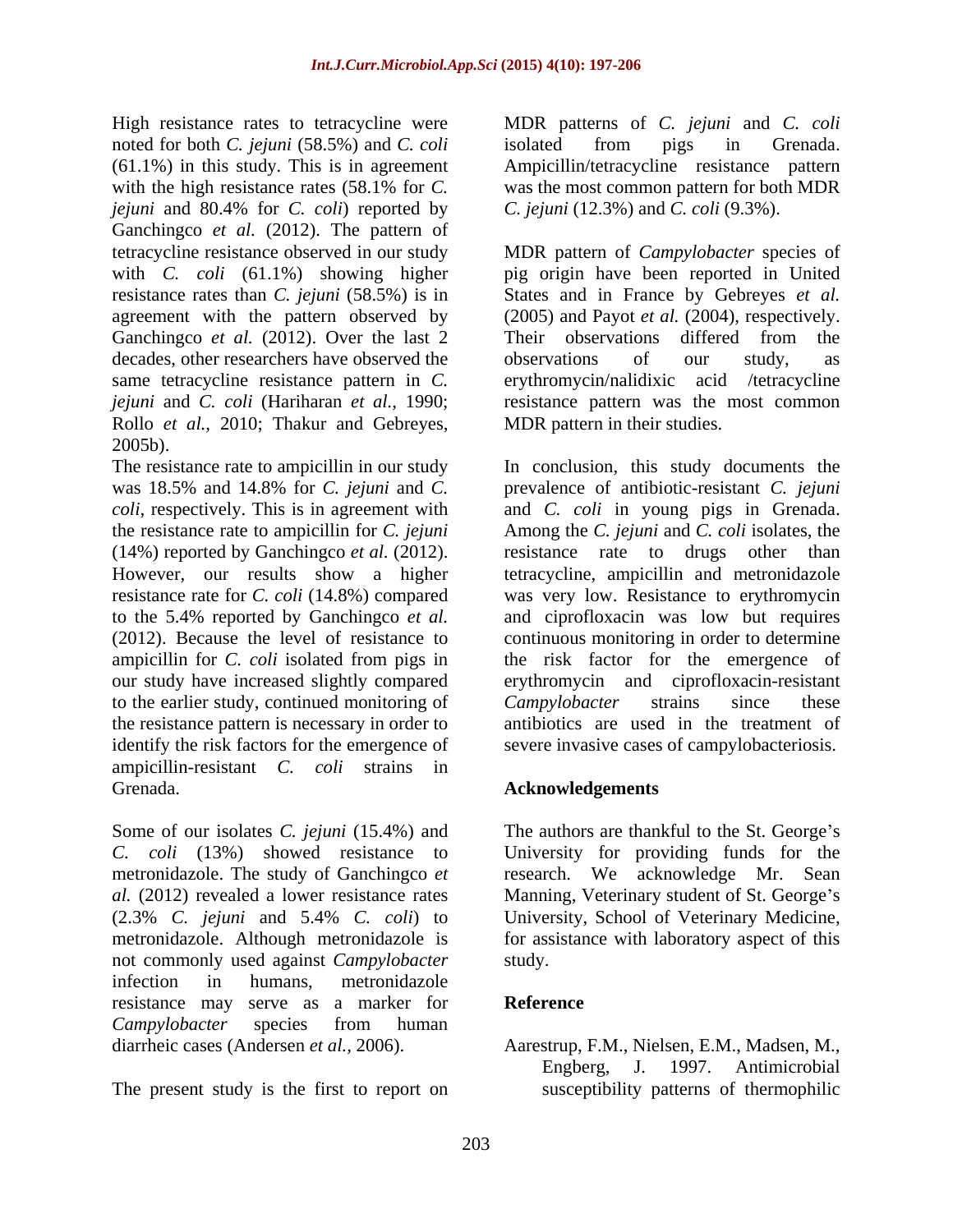High resistance rates to tetracycline were noted for both *C. jejuni* (58.5%) and *C. coli* (61.1%) in this study. This is in agreement with the high resistance rates (58.1% for *C. jejuni* and 80.4% for *C. coli*) reported by Ganchingco *et al.* (2012). The pattern of tetracycline resistance observed in our study with *C. coli* (61.1%) showing higher resistance rates than *C. jejuni* (58.5%) is in agreement with the pattern observed by Ganchingco *et al.* (2012). Over the last 2 decades, other researchers have observed the same tetracycline resistance pattern in *C. jejuni* and *C. coli* (Hariharan *et al.,* 1990; Rollo *et al.,* 2010; Thakur and Gebreyes, 2005b).

The resistance rate to ampicillin in our study was 18.5% and 14.8% for *C. jejuni* and *C. coli*, respectively. This is in agreement with the resistance rate to ampicillin for *C. jejuni* (14%) reported by Ganchingco *et al.* (2012). However, our results show a higher resistance rate for *C. coli* (14.8%) compared to the 5.4% reported by Ganchingco *et al.* (2012). Because the level of resistance to ampicillin for *C. coli* isolated from pigs in our study have increased slightly compared to the earlier study, continued monitoring of the resistance pattern is necessary in order to identify the risk factors for the emergence of ampicillin-resistant *C. coli* strains in Grenada.

Some of our isolates *C. jejuni* (15.4%) and *C. coli* (13%) showed resistance to metronidazole. The study of Ganchingco *et al.* (2012) revealed a lower resistance rates (2.3% *C. jejuni* and 5.4% *C. coli*) to metronidazole. Although metronidazole is not commonly used against *Campylobacter* infection in humans, metronidazole resistance may serve as a marker for *Campylobacter* species from human diarrheic cases (Andersen *et al.,* 2006).

The present study is the first to report on MDR patterns of *C. jejuni* and *C. coli* isolated from pigs in Grenada. Ampicillin/tetracycline resistance pattern was the most common pattern for both MDR *C. jejuni* (12.3%) and *C. coli* (9.3%).

MDR pattern of *Campylobacter* species of pig origin have been reported in United States and in France by Gebreyes *et al.* (2005) and Payot *et al.* (2004), respectively. Their observations differed from the observations of our study, as erythromycin/nalidixic acid /tetracycline resistance pattern was the most common MDR pattern in their studies.

In conclusion, this study documents the prevalence of antibiotic-resistant *C. jejuni* and *C. coli* in young pigs in Grenada. Among the *C. jejuni* and *C. coli* isolates, the resistance rate to drugs other than tetracycline, ampicillin and metronidazole was very low. Resistance to erythromycin and ciprofloxacin was low but requires continuous monitoring in order to determine the risk factor for the emergence of erythromycin and ciprofloxacin-resistant *Campylobacter* strains since these antibiotics are used in the treatment of severe invasive cases of campylobacteriosis.

## Acknowledgements

The authors are thankful to the St. George's University for providing funds for the research. We acknowledge Mr. Sean Manning, Veterinary student of St. George's University, School of Veterinary Medicine, for assistance with laboratory aspect of this study.

## Reference

Aarestrup, F.M., Nielsen, E.M., Madsen, M., Engberg, J. 1997. Antimicrobial susceptibility patterns of thermophilic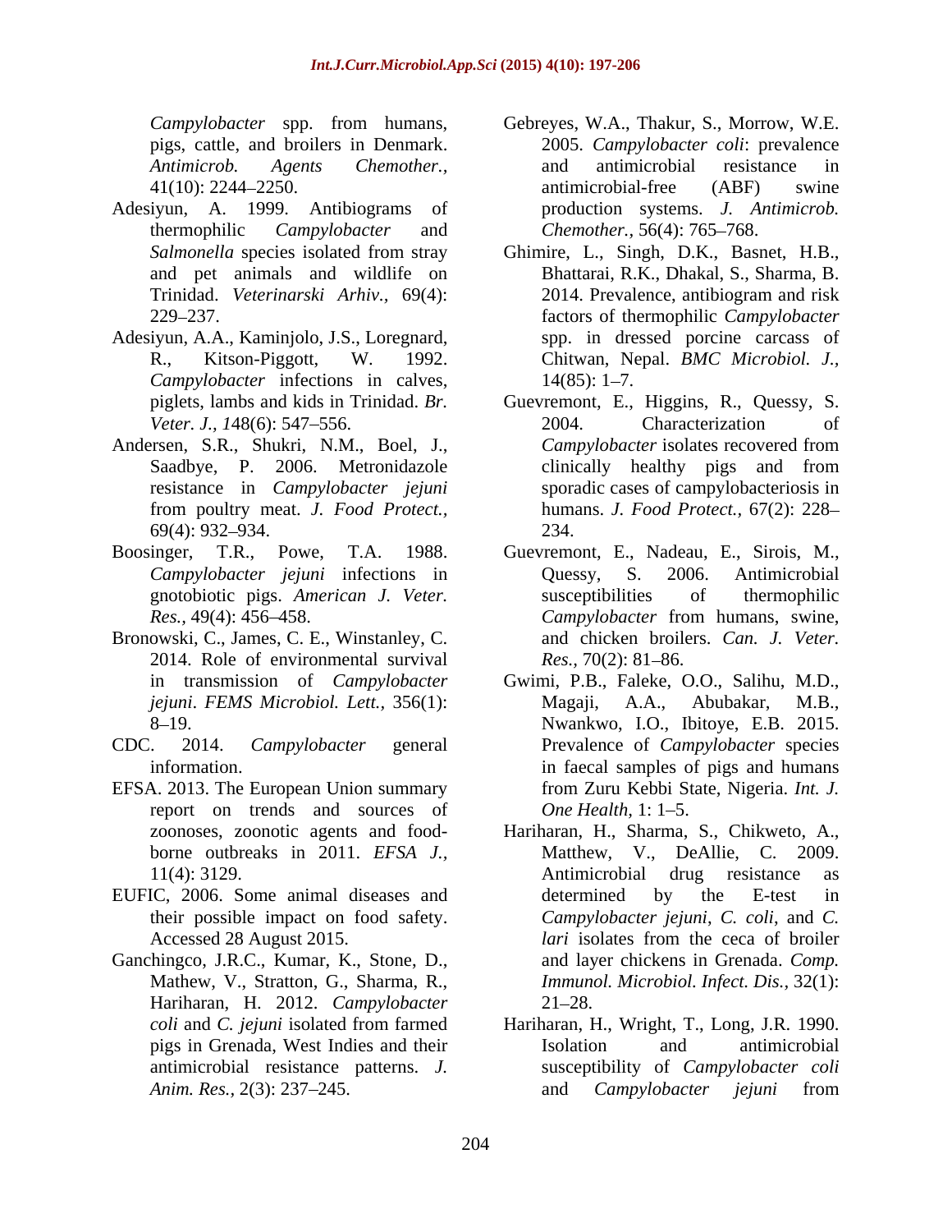*Campylobacter* spp. from humans, pigs, cattle, and broilers in Denmark. *Antimicrob. Agents Chemother.,* 41(10): 2244–2250.

Adesiyun, A. 1999. Antibiograms of thermophilic *Campylobacter* and *Salmonella* species isolated from stray and pet animals and wildlife on Trinidad. *Veterinarski Arhiv.,* 69(4): 229–237.

Adesiyun, A.A., Kaminjolo, J.S., Loregnard, R., Kitson-Piggott, W. 1992. *Campylobacter* infections in calves, piglets, lambs and kids in Trinidad. *Br. Veter. J., 1*48(6): 547–556.

Andersen, S.R., Shukri, N.M., Boel, J., Saadbye, P. 2006. Metronidazole resistance in *Campylobacter jejuni* from poultry meat. *J. Food Protect.,* 69(4): 932–934.

Boosinger, T.R., Powe, T.A. 1988. *Campylobacter jejuni* infections in gnotobiotic pigs. *American J. Veter. Res.,* 49(4): 456–458.

Bronowski, C., James, C. E., Winstanley, C. 2014. Role of environmental survival in transmission of *Campylobacter jejuni*. *FEMS Microbiol. Lett.,* 356(1): 8–19.

CDC. 2014. *Campylobacter* general information.

EFSA. 2013. The European Union summary report on trends and sources of zoonoses, zoonotic agents and food-borne outbreaks in 2011. *EFSA J.*, 11(4): 3129.

EUFIC, 2006. Some animal diseases and their possible impact on food safety. Accessed 28 August 2015.

Ganchingco, J.R.C., Kumar, K., Stone, D., Mathew, V., Stratton, G., Sharma, R., Hariharan, H. 2012. *Campylobacter coli* and *C. jejuni* isolated from farmed pigs in Grenada, West Indies and their antimicrobial resistance patterns. *J. Anim. Res.,* 2(3): 237–245.

Gebreyes, W.A., Thakur, S., Morrow, W.E. 2005. *Campylobacter coli*: prevalence and antimicrobial resistance in antimicrobial-free (ABF) swine production systems. *J. Antimicrob. Chemother.,* 56(4): 765–768.

Ghimire, L., Singh, D.K., Basnet, H.B., Bhattarai, R.K., Dhakal, S., Sharma, B. 2014. Prevalence, antibiogram and risk factors of thermophilic *Campylobacter* spp. in dressed porcine carcass of Chitwan, Nepal. *BMC Microbiol. J.,* 14(85): 1–7.

Guevremont, E., Higgins, R., Quessy, S. 2004. Characterization of *Campylobacter* isolates recovered from clinically healthy pigs and from sporadic cases of campylobacteriosis in humans. *J. Food Protect.,* 67(2): 228–234.

Guevremont, E., Nadeau, E., Sirois, M., Quessy, S. 2006. Antimicrobial susceptibilities of thermophilic *Campylobacter* from humans, swine, and chicken broilers. *Can. J. Veter. Res.,* 70(2): 81–86.

Gwimi, P.B., Faleke, O.O., Salihu, M.D., Magaji, A.A., Abubakar, M.B., Nwankwo, I.O., Ibitoye, E.B. 2015. Prevalence of *Campylobacter* species in faecal samples of pigs and humans from Zuru Kebbi State, Nigeria. *Int. J. One Health,* 1: 1–5.

Hariharan, H., Sharma, S., Chikweto, A., Matthew, V., DeAllie, C. 2009. Antimicrobial drug resistance as determined by the E-test in *Campylobacter jejuni*, *C. coli*, and *C. lari* isolates from the ceca of broiler and layer chickens in Grenada. *Comp. Immunol. Microbiol. Infect. Dis.,* 32(1): 21–28.

Hariharan, H., Wright, T., Long, J.R. 1990. Isolation and antimicrobial susceptibility of *Campylobacter coli* and *Campylobacter jejuni* from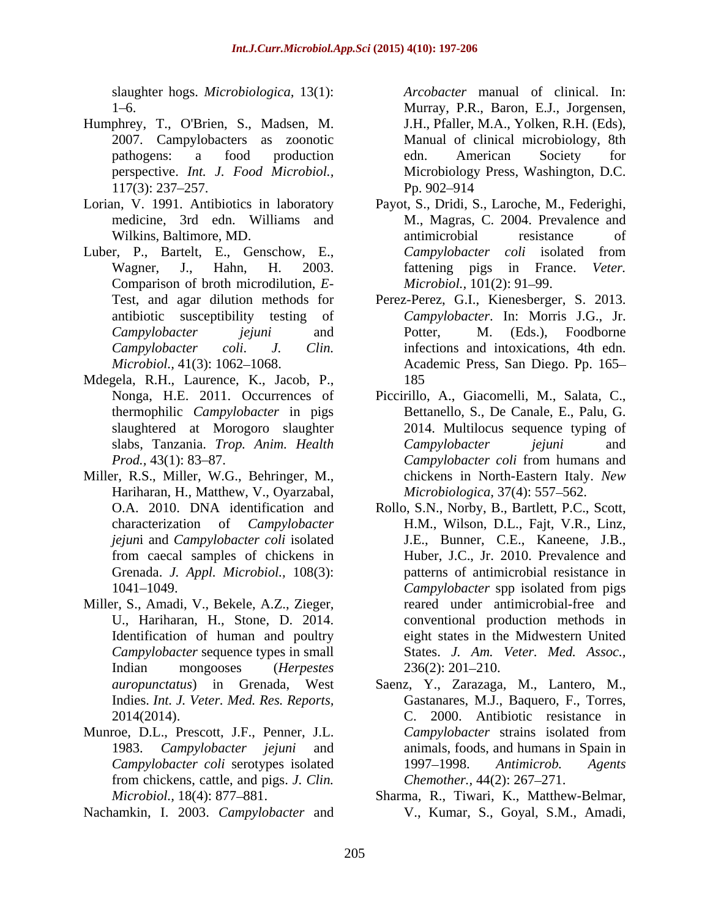slaughter hogs. *Microbiologica,* 13(1): 1–6.

Humphrey, T., O'Brien, S., Madsen, M. 2007. Campylobacters as zoonotic pathogens: a food production perspective. *Int. J. Food Microbiol.,* 117(3): 237–257.

Lorian, V. 1991. Antibiotics in laboratory medicine, 3rd edn. Williams and Wilkins, Baltimore, MD.

Luber, P., Bartelt, E., Genschow, E., Wagner, J., Hahn, H. 2003. Comparison of broth microdilution, *E*-Test, and agar dilution methods for antibiotic susceptibility testing of *Campylobacter jejuni* and *Campylobacter coli*. *J. Clin. Microbiol.,* 41(3): 1062–1068.

Mdegela, R.H., Laurence, K., Jacob, P., Nonga, H.E. 2011. Occurrences of thermophilic *Campylobacter* in pigs slaughtered at Morogoro slaughter slabs, Tanzania. *Trop. Anim. Health Prod.,* 43(1): 83–87.

Miller, R.S., Miller, W.G., Behringer, M., Hariharan, H., Matthew, V., Oyarzabal, O.A. 2010. DNA identification and characterization of *Campylobacter jejuni* and *Campylobacter coli* isolated from caecal samples of chickens in Grenada. *J. Appl. Microbiol.,* 108(3): 1041–1049.

Miller, S., Amadi, V., Bekele, A.Z., Zieger, U., Hariharan, H., Stone, D. 2014. Identification of human and poultry *Campylobacter* sequence types in small Indian mongooses (*Herpestes auropunctatus*) in Grenada, West Indies. *Int. J. Veter. Med. Res. Reports,* 2014(2014).

Munroe, D.L., Prescott, J.F., Penner, J.L. 1983. *Campylobacter jejuni* and *Campylobacter coli* serotypes isolated from chickens, cattle, and pigs. *J. Clin. Microbiol.,* 18(4): 877–881.

Nachamkin, I. 2003. *Campylobacter* and *Arcobacter* manual of clinical. In: Murray, P.R., Baron, E.J., Jorgensen, J.H., Pfaller, M.A., Yolken, R.H. (Eds), Manual of clinical microbiology, 8th edn. American Society for Microbiology Press, Washington, D.C. Pp. 902–914

Payot, S., Dridi, S., Laroche, M., Federighi, M., Magras, C. 2004. Prevalence and antimicrobial resistance of *Campylobacter coli* isolated from fattening pigs in France. *Veter. Microbiol.,* 101(2): 91–99.

Perez-Perez, G.I., Kienesberger, S. 2013. *Campylobacter*. In: Morris J.G., Jr. Potter, M. (Eds.), Foodborne infections and intoxications, 4th edn. Academic Press, San Diego. Pp. 165–185

Piccirillo, A., Giacomelli, M., Salata, C., Bettanello, S., De Canale, E., Palu, G. 2014. Multilocus sequence typing of *Campylobacter jejuni* and *Campylobacter coli* from humans and chickens in North-Eastern Italy. *New Microbiologica,* 37(4): 557–562.

Rollo, S.N., Norby, B., Bartlett, P.C., Scott, H.M., Wilson, D.L., Fajt, V.R., Linz, J.E., Bunner, C.E., Kaneene, J.B., Huber, J.C., Jr. 2010. Prevalence and patterns of antimicrobial resistance in *Campylobacter* spp isolated from pigs reared under antimicrobial-free and conventional production methods in eight states in the Midwestern United States. *J. Am. Veter. Med. Assoc.,* 236(2): 201–210.

Saenz, Y., Zarazaga, M., Lantero, M., Gastanares, M.J., Baquero, F., Torres, C. 2000. Antibiotic resistance in *Campylobacter* strains isolated from animals, foods, and humans in Spain in 1997–1998. *Antimicrob. Agents Chemother.,* 44(2): 267–271.

Sharma, R., Tiwari, K., Matthew-Belmar, V., Kumar, S., Goyal, S.M., Amadi,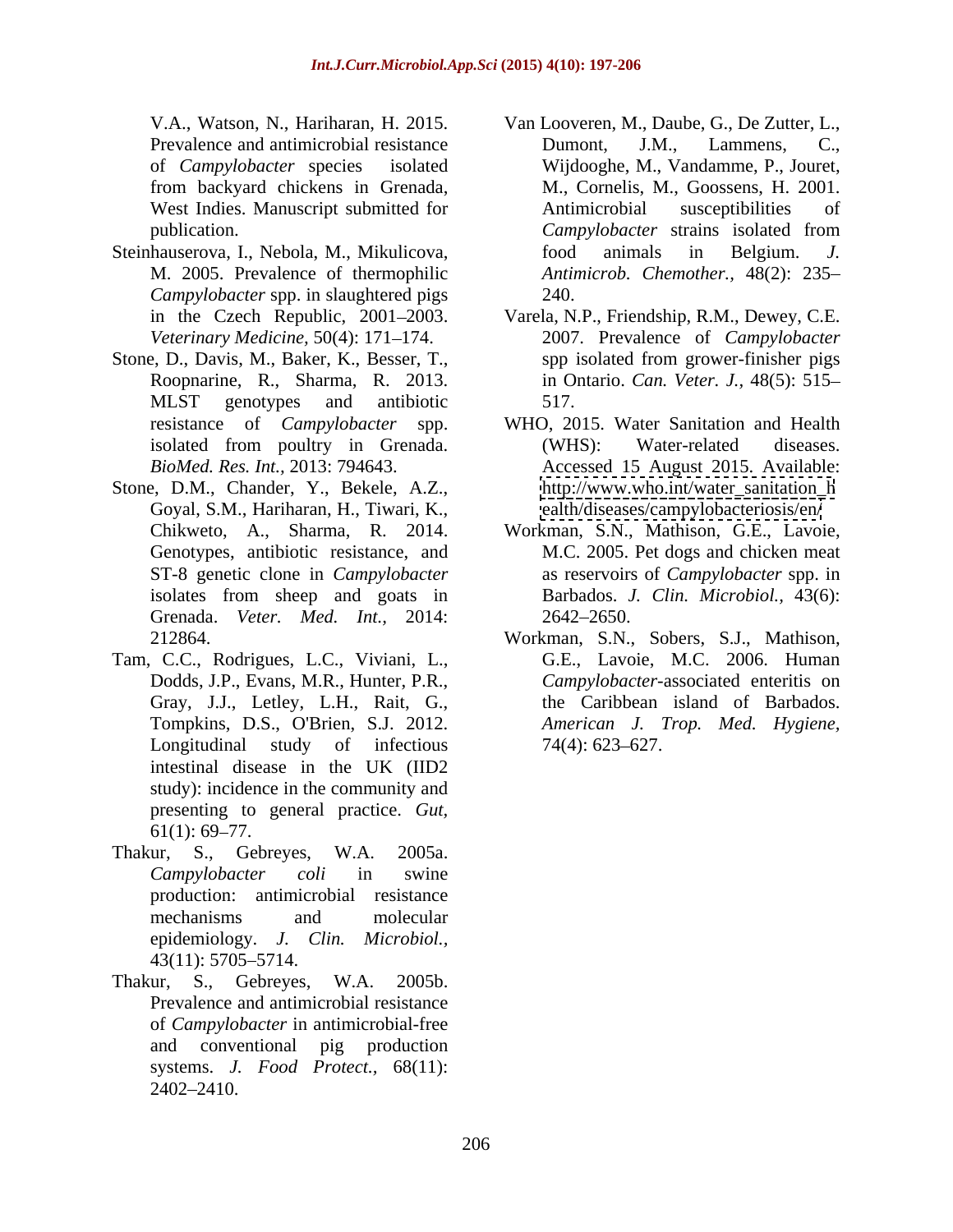V.A., Watson, N., Hariharan, H. 2015. Prevalence and antimicrobial resistance of *Campylobacter* species isolated from backyard chickens in Grenada, West Indies. Manuscript submitted for publication.

Steinhauserova, I., Nebola, M., Mikulicova, M. 2005. Prevalence of thermophilic *Campylobacter* spp. in slaughtered pigs in the Czech Republic, 2001–2003. *Veterinary Medicine,* 50(4): 171–174.

Stone, D., Davis, M., Baker, K., Besser, T., Roopnarine, R., Sharma, R. 2013. MLST genotypes and antibiotic resistance of *Campylobacter* spp. isolated from poultry in Grenada. *BioMed. Res. Int.,* 2013: 794643.

Stone, D.M., Chander, Y., Bekele, A.Z., Goyal, S.M., Hariharan, H., Tiwari, K., Chikweto, A., Sharma, R. 2014. Genotypes, antibiotic resistance, and ST-8 genetic clone in *Campylobacter* isolates from sheep and goats in Grenada. *Veter. Med. Int.,* 2014: 212864.

Tam, C.C., Rodrigues, L.C., Viviani, L., Dodds, J.P., Evans, M.R., Hunter, P.R., Gray, J.J., Letley, L.H., Rait, G., Tompkins, D.S., O'Brien, S.J. 2012. Longitudinal study of infectious intestinal disease in the UK (IID2 study): incidence in the community and presenting to general practice. *Gut,* 61(1): 69–77.

Thakur, S., Gebreyes, W.A. 2005a. *Campylobacter coli* in swine production: antimicrobial resistance mechanisms and molecular epidemiology. *J. Clin. Microbiol.,* 43(11): 5705–5714.

Thakur, S., Gebreyes, W.A. 2005b. Prevalence and antimicrobial resistance of *Campylobacter* in antimicrobial-free and conventional pig production systems. *J. Food Protect.,* 68(11): 2402–2410.

Van Looveren, M., Daube, G., De Zutter, L., Dumont, J.M., Lammens, C., Wijdooghe, M., Vandamme, P., Jouret, M., Cornelis, M., Goossens, H. 2001. Antimicrobial susceptibilities of *Campylobacter* strains isolated from food animals in Belgium. *J. Antimicrob. Chemother.,* 48(2): 235–240.

Varela, N.P., Friendship, R.M., Dewey, C.E. 2007. Prevalence of *Campylobacter* spp isolated from grower-finisher pigs in Ontario. *Can. Veter. J.,* 48(5): 515–517.

WHO, 2015. Water Sanitation and Health (WHS): Water-related diseases. Accessed 15 August 2015. Available: http://www.who.int/water_sanitation_health/diseases/campylobacteriosis/en/

Workman, S.N., Mathison, G.E., Lavoie, M.C. 2005. Pet dogs and chicken meat as reservoirs of *Campylobacter* spp. in Barbados. *J. Clin. Microbiol.,* 43(6): 2642–2650.

Workman, S.N., Sobers, S.J., Mathison, G.E., Lavoie, M.C. 2006. Human *Campylobacter*-associated enteritis on the Caribbean island of Barbados. *American J. Trop. Med. Hygiene,* 74(4): 623–627.